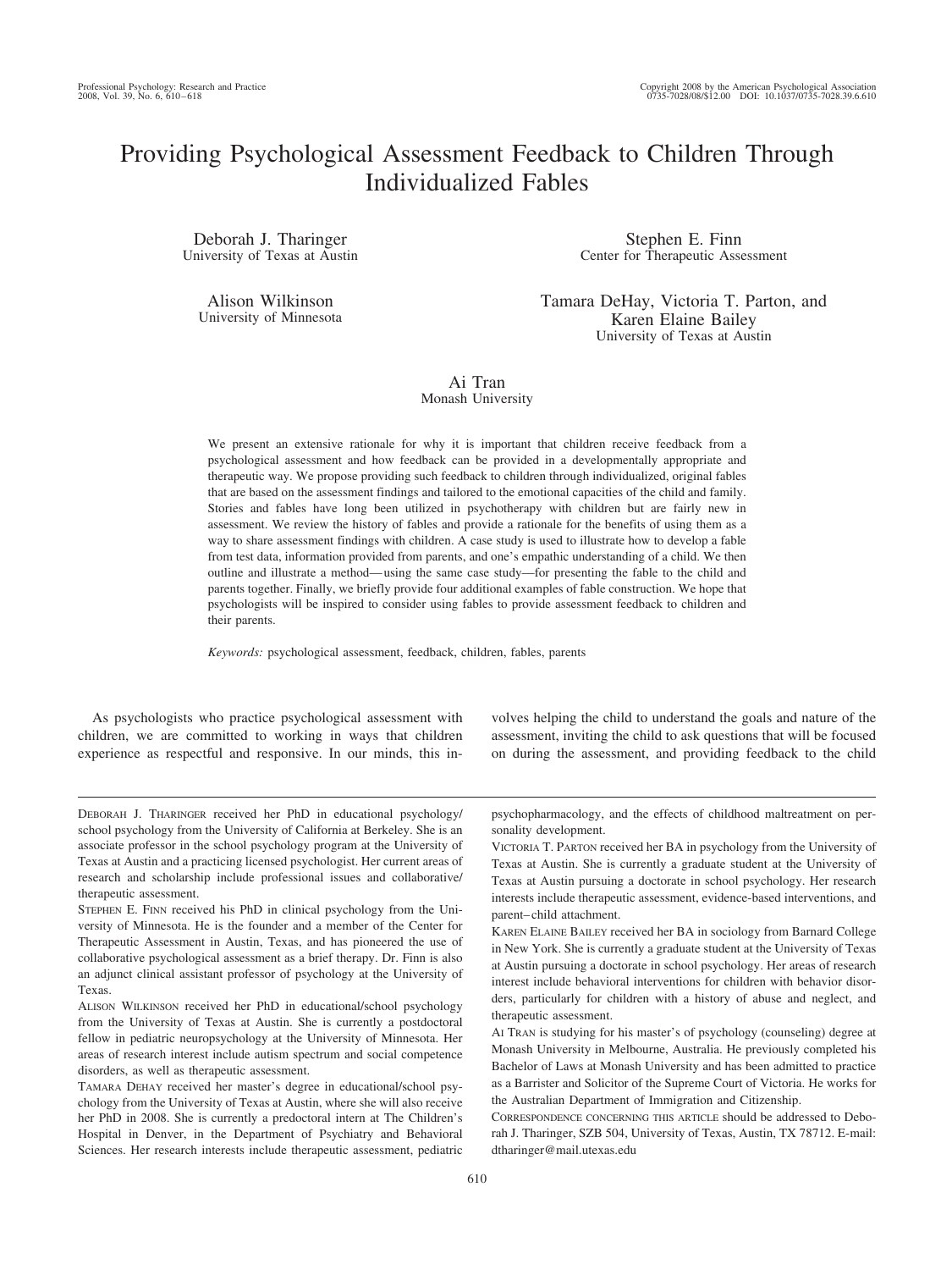# Providing Psychological Assessment Feedback to Children Through Individualized Fables

Deborah J. Tharinger
University of Texas at Austin

Stephen E. Finn
Center for Therapeutic Assessment

Alison Wilkinson
University of Minnesota

Tamara DeHay, Victoria T. Parton, and Karen Elaine Bailey
University of Texas at Austin

Ai Tran
Monash University

We present an extensive rationale for why it is important that children receive feedback from a psychological assessment and how feedback can be provided in a developmentally appropriate and therapeutic way. We propose providing such feedback to children through individualized, original fables that are based on the assessment findings and tailored to the emotional capacities of the child and family. Stories and fables have long been utilized in psychotherapy with children but are fairly new in assessment. We review the history of fables and provide a rationale for the benefits of using them as a way to share assessment findings with children. A case study is used to illustrate how to develop a fable from test data, information provided from parents, and one's empathic understanding of a child. We then outline and illustrate a method—using the same case study—for presenting the fable to the child and parents together. Finally, we briefly provide four additional examples of fable construction. We hope that psychologists will be inspired to consider using fables to provide assessment feedback to children and their parents.

*Keywords:* psychological assessment, feedback, children, fables, parents

As psychologists who practice psychological assessment with children, we are committed to working in ways that children experience as respectful and responsive. In our minds, this involves helping the child to understand the goals and nature of the assessment, inviting the child to ask questions that will be focused on during the assessment, and providing feedback to the child

---

Deborah J. Tharinger received her PhD in educational psychology/school psychology from the University of California at Berkeley. She is an associate professor in the school psychology program at the University of Texas at Austin and a practicing licensed psychologist. Her current areas of research and scholarship include professional issues and collaborative/therapeutic assessment.

Stephen E. Finn received his PhD in clinical psychology from the University of Minnesota. He is the founder and a member of the Center for Therapeutic Assessment in Austin, Texas, and has pioneered the use of collaborative psychological assessment as a brief therapy. Dr. Finn is also an adjunct clinical assistant professor of psychology at the University of Texas.

Alison Wilkinson received her PhD in educational/school psychology from the University of Texas at Austin. She is currently a postdoctoral fellow in pediatric neuropsychology at the University of Minnesota. Her areas of research interest include autism spectrum and social competence disorders, as well as therapeutic assessment.

Tamara DeHay received her master's degree in educational/school psychology from the University of Texas at Austin, where she will also receive her PhD in 2008. She is currently a predoctoral intern at The Children's Hospital in Denver, in the Department of Psychiatry and Behavioral Sciences. Her research interests include therapeutic assessment, pediatric psychopharmacology, and the effects of childhood maltreatment on personality development.

Victoria T. Parton received her BA in psychology from the University of Texas at Austin. She is currently a graduate student at the University of Texas at Austin pursuing a doctorate in school psychology. Her research interests include therapeutic assessment, evidence-based interventions, and parent–child attachment.

Karen Elaine Bailey received her BA in sociology from Barnard College in New York. She is currently a graduate student at the University of Texas at Austin pursuing a doctorate in school psychology. Her areas of research interest include behavioral interventions for children with behavior disorders, particularly for children with a history of abuse and neglect, and therapeutic assessment.

Ai Tran is studying for his master's of psychology (counseling) degree at Monash University in Melbourne, Australia. He previously completed his Bachelor of Laws at Monash University and has been admitted to practice as a Barrister and Solicitor of the Supreme Court of Victoria. He works for the Australian Department of Immigration and Citizenship.

Correspondence concerning this article should be addressed to Deborah J. Tharinger, SZB 504, University of Texas, Austin, TX 78712. E-mail: dtharinger@mail.utexas.edu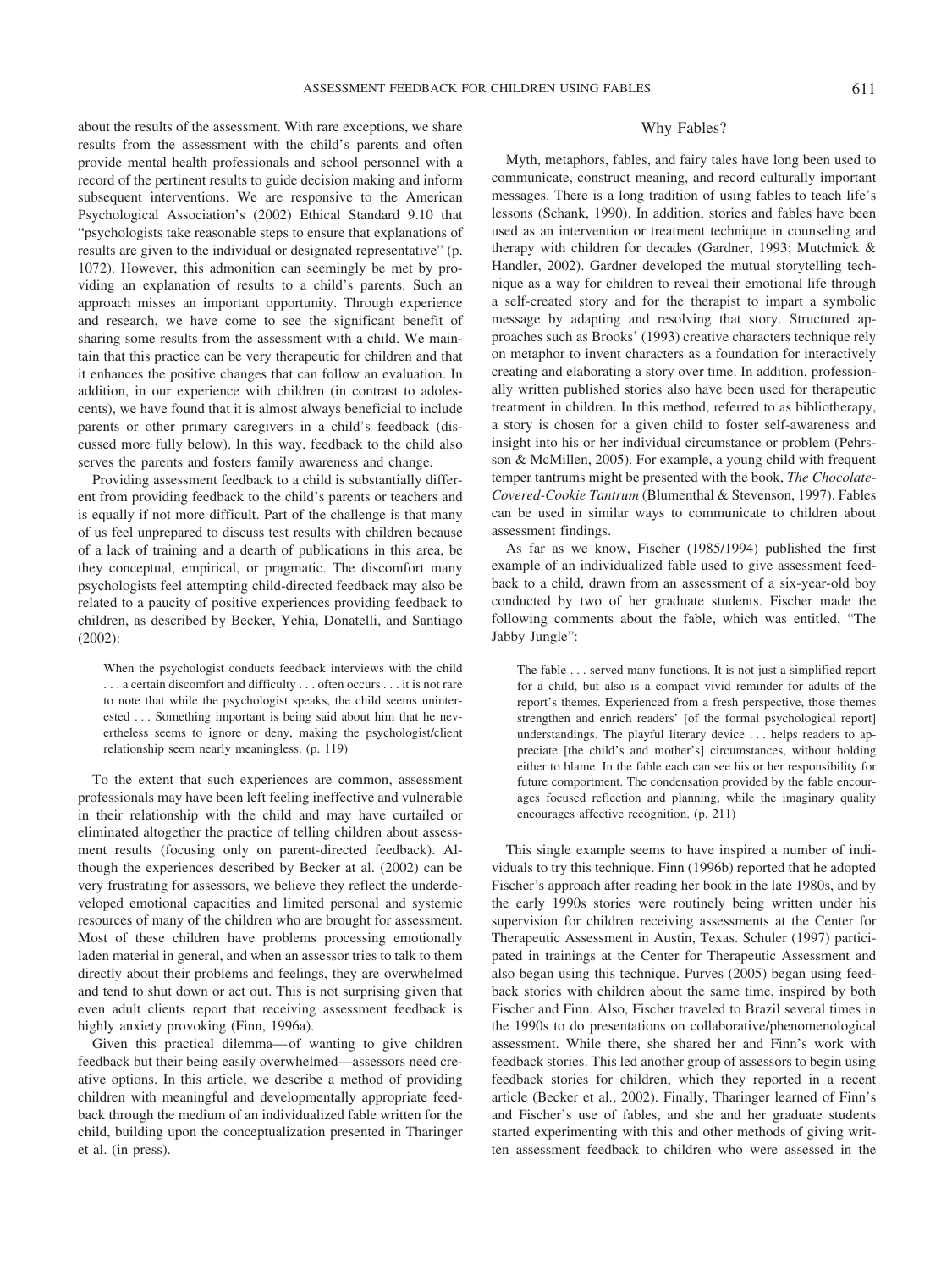about the results of the assessment. With rare exceptions, we share results from the assessment with the child's parents and often provide mental health professionals and school personnel with a record of the pertinent results to guide decision making and inform subsequent interventions. We are responsive to the American Psychological Association's (2002) Ethical Standard 9.10 that "psychologists take reasonable steps to ensure that explanations of results are given to the individual or designated representative" (p. 1072). However, this admonition can seemingly be met by providing an explanation of results to a child's parents. Such an approach misses an important opportunity. Through experience and research, we have come to see the significant benefit of sharing some results from the assessment with a child. We maintain that this practice can be very therapeutic for children and that it enhances the positive changes that can follow an evaluation. In addition, in our experience with children (in contrast to adolescents), we have found that it is almost always beneficial to include parents or other primary caregivers in a child's feedback (discussed more fully below). In this way, feedback to the child also serves the parents and fosters family awareness and change.

Providing assessment feedback to a child is substantially different from providing feedback to the child's parents or teachers and is equally if not more difficult. Part of the challenge is that many of us feel unprepared to discuss test results with children because of a lack of training and a dearth of publications in this area, be they conceptual, empirical, or pragmatic. The discomfort many psychologists feel attempting child-directed feedback may also be related to a paucity of positive experiences providing feedback to children, as described by Becker, Yehia, Donatelli, and Santiago (2002):

> When the psychologist conducts feedback interviews with the child . . . a certain discomfort and difficulty . . . often occurs . . . it is not rare to note that while the psychologist speaks, the child seems uninterested . . . Something important is being said about him that he nevertheless seems to ignore or deny, making the psychologist/client relationship seem nearly meaningless. (p. 119)

To the extent that such experiences are common, assessment professionals may have been left feeling ineffective and vulnerable in their relationship with the child and may have curtailed or eliminated altogether the practice of telling children about assessment results (focusing only on parent-directed feedback). Although the experiences described by Becker at al. (2002) can be very frustrating for assessors, we believe they reflect the underdeveloped emotional capacities and limited personal and systemic resources of many of the children who are brought for assessment. Most of these children have problems processing emotionally laden material in general, and when an assessor tries to talk to them directly about their problems and feelings, they are overwhelmed and tend to shut down or act out. This is not surprising given that even adult clients report that receiving assessment feedback is highly anxiety provoking (Finn, 1996a).

Given this practical dilemma—of wanting to give children feedback but their being easily overwhelmed—assessors need creative options. In this article, we describe a method of providing children with meaningful and developmentally appropriate feedback through the medium of an individualized fable written for the child, building upon the conceptualization presented in Tharinger et al. (in press).

## Why Fables?

Myth, metaphors, fables, and fairy tales have long been used to communicate, construct meaning, and record culturally important messages. There is a long tradition of using fables to teach life's lessons (Schank, 1990). In addition, stories and fables have been used as an intervention or treatment technique in counseling and therapy with children for decades (Gardner, 1993; Mutchnick & Handler, 2002). Gardner developed the mutual storytelling technique as a way for children to reveal their emotional life through a self-created story and for the therapist to impart a symbolic message by adapting and resolving that story. Structured approaches such as Brooks' (1993) creative characters technique rely on metaphor to invent characters as a foundation for interactively creating and elaborating a story over time. In addition, professionally written published stories also have been used for therapeutic treatment in children. In this method, referred to as bibliotherapy, a story is chosen for a given child to foster self-awareness and insight into his or her individual circumstance or problem (Pehrsson & McMillen, 2005). For example, a young child with frequent temper tantrums might be presented with the book, *The Chocolate-Covered-Cookie Tantrum* (Blumenthal & Stevenson, 1997). Fables can be used in similar ways to communicate to children about assessment findings.

As far as we know, Fischer (1985/1994) published the first example of an individualized fable used to give assessment feedback to a child, drawn from an assessment of a six-year-old boy conducted by two of her graduate students. Fischer made the following comments about the fable, which was entitled, "The Jabby Jungle":

> The fable . . . served many functions. It is not just a simplified report for a child, but also is a compact vivid reminder for adults of the report's themes. Experienced from a fresh perspective, those themes strengthen and enrich readers' [of the formal psychological report] understandings. The playful literary device . . . helps readers to appreciate [the child's and mother's] circumstances, without holding either to blame. In the fable each can see his or her responsibility for future comportment. The condensation provided by the fable encourages focused reflection and planning, while the imaginary quality encourages affective recognition. (p. 211)

This single example seems to have inspired a number of individuals to try this technique. Finn (1996b) reported that he adopted Fischer's approach after reading her book in the late 1980s, and by the early 1990s stories were routinely being written under his supervision for children receiving assessments at the Center for Therapeutic Assessment in Austin, Texas. Schuler (1997) participated in trainings at the Center for Therapeutic Assessment and also began using this technique. Purves (2005) began using feedback stories with children about the same time, inspired by both Fischer and Finn. Also, Fischer traveled to Brazil several times in the 1990s to do presentations on collaborative/phenomenological assessment. While there, she shared her and Finn's work with feedback stories. This led another group of assessors to begin using feedback stories for children, which they reported in a recent article (Becker et al., 2002). Finally, Tharinger learned of Finn's and Fischer's use of fables, and she and her graduate students started experimenting with this and other methods of giving written assessment feedback to children who were assessed in the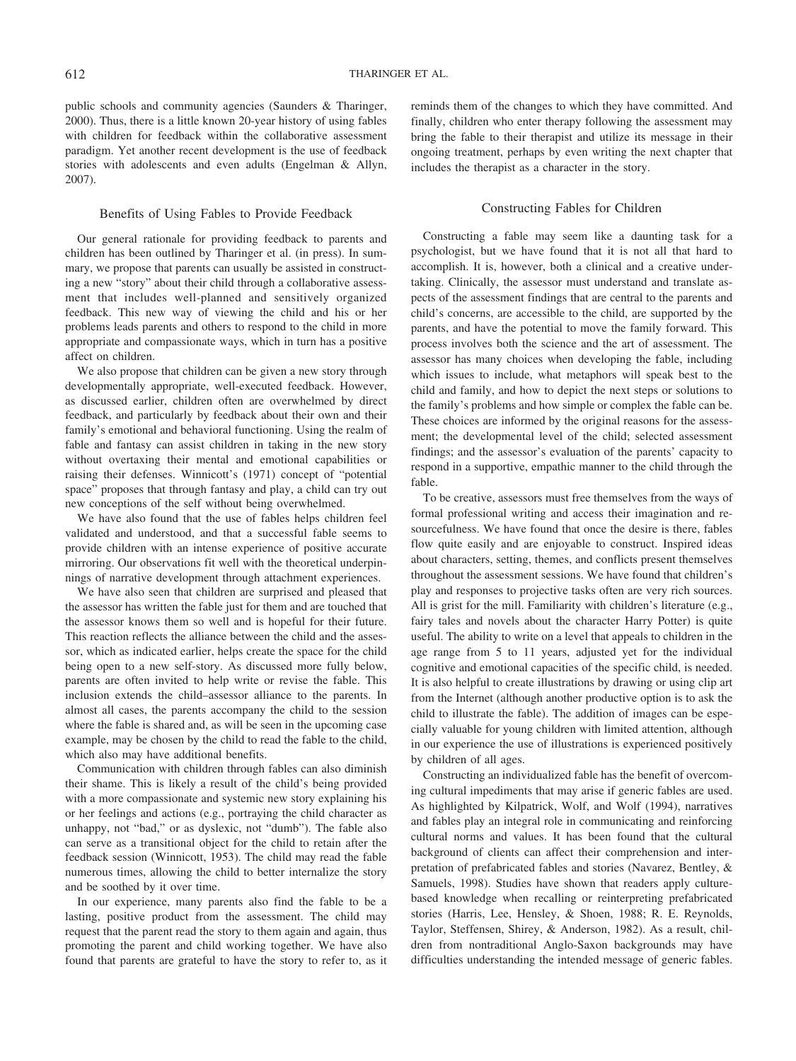public schools and community agencies (Saunders & Tharinger, 2000). Thus, there is a little known 20-year history of using fables with children for feedback within the collaborative assessment paradigm. Yet another recent development is the use of feedback stories with adolescents and even adults (Engelman & Allyn, 2007).

## Benefits of Using Fables to Provide Feedback

Our general rationale for providing feedback to parents and children has been outlined by Tharinger et al. (in press). In summary, we propose that parents can usually be assisted in constructing a new "story" about their child through a collaborative assessment that includes well-planned and sensitively organized feedback. This new way of viewing the child and his or her problems leads parents and others to respond to the child in more appropriate and compassionate ways, which in turn has a positive affect on children.

We also propose that children can be given a new story through developmentally appropriate, well-executed feedback. However, as discussed earlier, children often are overwhelmed by direct feedback, and particularly by feedback about their own and their family's emotional and behavioral functioning. Using the realm of fable and fantasy can assist children in taking in the new story without overtaxing their mental and emotional capabilities or raising their defenses. Winnicott's (1971) concept of "potential space" proposes that through fantasy and play, a child can try out new conceptions of the self without being overwhelmed.

We have also found that the use of fables helps children feel validated and understood, and that a successful fable seems to provide children with an intense experience of positive accurate mirroring. Our observations fit well with the theoretical underpinnings of narrative development through attachment experiences.

We have also seen that children are surprised and pleased that the assessor has written the fable just for them and are touched that the assessor knows them so well and is hopeful for their future. This reaction reflects the alliance between the child and the assessor, which as indicated earlier, helps create the space for the child being open to a new self-story. As discussed more fully below, parents are often invited to help write or revise the fable. This inclusion extends the child–assessor alliance to the parents. In almost all cases, the parents accompany the child to the session where the fable is shared and, as will be seen in the upcoming case example, may be chosen by the child to read the fable to the child, which also may have additional benefits.

Communication with children through fables can also diminish their shame. This is likely a result of the child's being provided with a more compassionate and systemic new story explaining his or her feelings and actions (e.g., portraying the child character as unhappy, not "bad," or as dyslexic, not "dumb"). The fable also can serve as a transitional object for the child to retain after the feedback session (Winnicott, 1953). The child may read the fable numerous times, allowing the child to better internalize the story and be soothed by it over time.

In our experience, many parents also find the fable to be a lasting, positive product from the assessment. The child may request that the parent read the story to them again and again, thus promoting the parent and child working together. We have also found that parents are grateful to have the story to refer to, as it reminds them of the changes to which they have committed. And finally, children who enter therapy following the assessment may bring the fable to their therapist and utilize its message in their ongoing treatment, perhaps by even writing the next chapter that includes the therapist as a character in the story.

## Constructing Fables for Children

Constructing a fable may seem like a daunting task for a psychologist, but we have found that it is not all that hard to accomplish. It is, however, both a clinical and a creative undertaking. Clinically, the assessor must understand and translate aspects of the assessment findings that are central to the parents and child's concerns, are accessible to the child, are supported by the parents, and have the potential to move the family forward. This process involves both the science and the art of assessment. The assessor has many choices when developing the fable, including which issues to include, what metaphors will speak best to the child and family, and how to depict the next steps or solutions to the family's problems and how simple or complex the fable can be. These choices are informed by the original reasons for the assessment; the developmental level of the child; selected assessment findings; and the assessor's evaluation of the parents' capacity to respond in a supportive, empathic manner to the child through the fable.

To be creative, assessors must free themselves from the ways of formal professional writing and access their imagination and resourcefulness. We have found that once the desire is there, fables flow quite easily and are enjoyable to construct. Inspired ideas about characters, setting, themes, and conflicts present themselves throughout the assessment sessions. We have found that children's play and responses to projective tasks often are very rich sources. All is grist for the mill. Familiarity with children's literature (e.g., fairy tales and novels about the character Harry Potter) is quite useful. The ability to write on a level that appeals to children in the age range from 5 to 11 years, adjusted yet for the individual cognitive and emotional capacities of the specific child, is needed. It is also helpful to create illustrations by drawing or using clip art from the Internet (although another productive option is to ask the child to illustrate the fable). The addition of images can be especially valuable for young children with limited attention, although in our experience the use of illustrations is experienced positively by children of all ages.

Constructing an individualized fable has the benefit of overcoming cultural impediments that may arise if generic fables are used. As highlighted by Kilpatrick, Wolf, and Wolf (1994), narratives and fables play an integral role in communicating and reinforcing cultural norms and values. It has been found that the cultural background of clients can affect their comprehension and interpretation of prefabricated fables and stories (Navarez, Bentley, & Samuels, 1998). Studies have shown that readers apply culture-based knowledge when recalling or reinterpreting prefabricated stories (Harris, Lee, Hensley, & Shoen, 1988; R. E. Reynolds, Taylor, Steffensen, Shirey, & Anderson, 1982). As a result, children from nontraditional Anglo-Saxon backgrounds may have difficulties understanding the intended message of generic fables.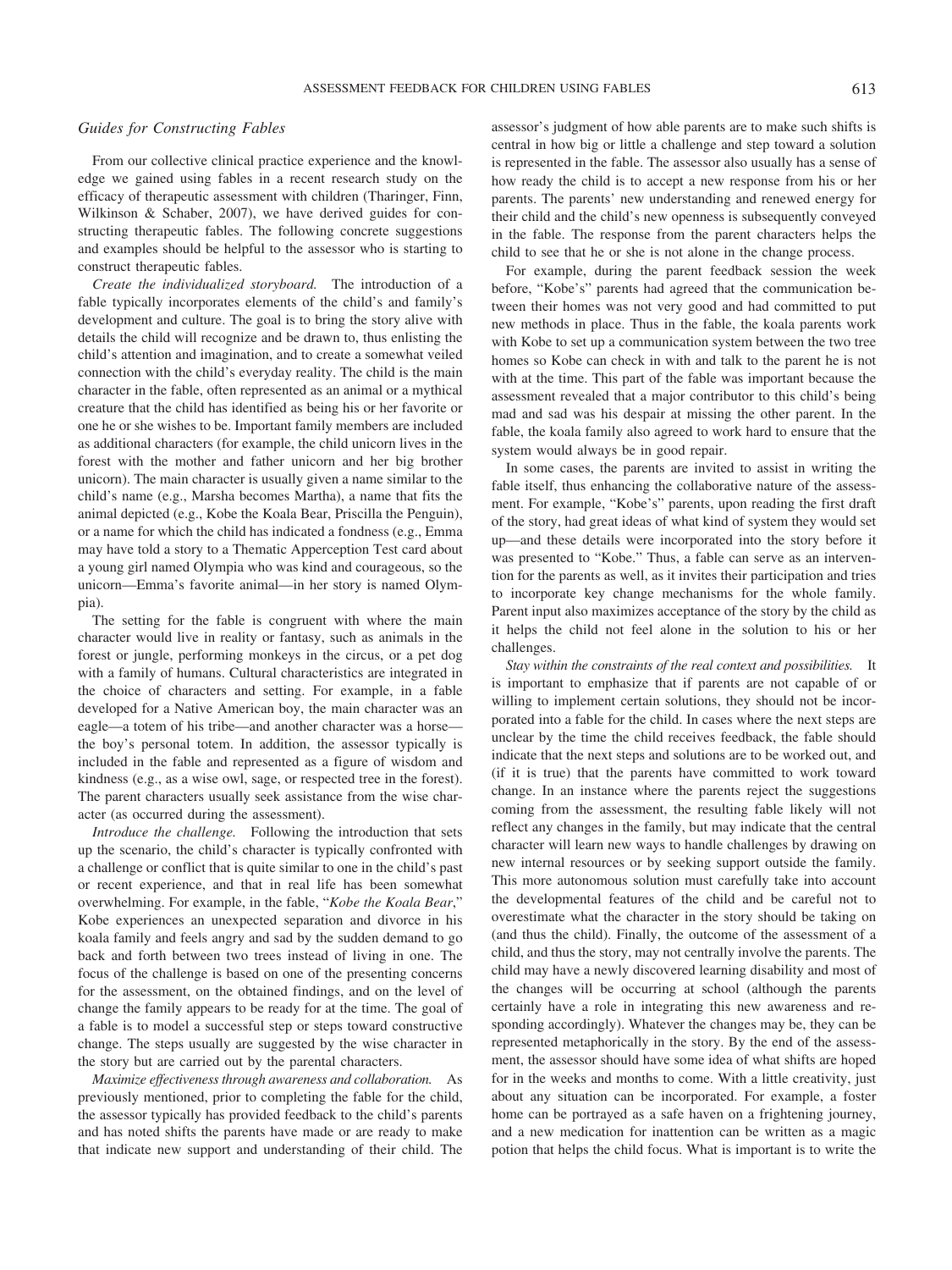### Guides for Constructing Fables

From our collective clinical practice experience and the knowledge we gained using fables in a recent research study on the efficacy of therapeutic assessment with children (Tharinger, Finn, Wilkinson & Schaber, 2007), we have derived guides for constructing therapeutic fables. The following concrete suggestions and examples should be helpful to the assessor who is starting to construct therapeutic fables.

*Create the individualized storyboard.* The introduction of a fable typically incorporates elements of the child's and family's development and culture. The goal is to bring the story alive with details the child will recognize and be drawn to, thus enlisting the child's attention and imagination, and to create a somewhat veiled connection with the child's everyday reality. The child is the main character in the fable, often represented as an animal or a mythical creature that the child has identified as being his or her favorite or one he or she wishes to be. Important family members are included as additional characters (for example, the child unicorn lives in the forest with the mother and father unicorn and her big brother unicorn). The main character is usually given a name similar to the child's name (e.g., Marsha becomes Martha), a name that fits the animal depicted (e.g., Kobe the Koala Bear, Priscilla the Penguin), or a name for which the child has indicated a fondness (e.g., Emma may have told a story to a Thematic Apperception Test card about a young girl named Olympia who was kind and courageous, so the unicorn—Emma's favorite animal—in her story is named Olympia).

The setting for the fable is congruent with where the main character would live in reality or fantasy, such as animals in the forest or jungle, performing monkeys in the circus, or a pet dog with a family of humans. Cultural characteristics are integrated in the choice of characters and setting. For example, in a fable developed for a Native American boy, the main character was an eagle—a totem of his tribe—and another character was a horse—the boy's personal totem. In addition, the assessor typically is included in the fable and represented as a figure of wisdom and kindness (e.g., as a wise owl, sage, or respected tree in the forest). The parent characters usually seek assistance from the wise character (as occurred during the assessment).

*Introduce the challenge.* Following the introduction that sets up the scenario, the child's character is typically confronted with a challenge or conflict that is quite similar to one in the child's past or recent experience, and that in real life has been somewhat overwhelming. For example, in the fable, "*Kobe the Koala Bear*," Kobe experiences an unexpected separation and divorce in his koala family and feels angry and sad by the sudden demand to go back and forth between two trees instead of living in one. The focus of the challenge is based on one of the presenting concerns for the assessment, on the obtained findings, and on the level of change the family appears to be ready for at the time. The goal of a fable is to model a successful step or steps toward constructive change. The steps usually are suggested by the wise character in the story but are carried out by the parental characters.

*Maximize effectiveness through awareness and collaboration.* As previously mentioned, prior to completing the fable for the child, the assessor typically has provided feedback to the child's parents and has noted shifts the parents have made or are ready to make that indicate new support and understanding of their child. The assessor's judgment of how able parents are to make such shifts is central in how big or little a challenge and step toward a solution is represented in the fable. The assessor also usually has a sense of how ready the child is to accept a new response from his or her parents. The parents' new understanding and renewed energy for their child and the child's new openness is subsequently conveyed in the fable. The response from the parent characters helps the child to see that he or she is not alone in the change process.

For example, during the parent feedback session the week before, "Kobe's" parents had agreed that the communication between their homes was not very good and had committed to put new methods in place. Thus in the fable, the koala parents work with Kobe to set up a communication system between the two tree homes so Kobe can check in with and talk to the parent he is not with at the time. This part of the fable was important because the assessment revealed that a major contributor to this child's being mad and sad was his despair at missing the other parent. In the fable, the koala family also agreed to work hard to ensure that the system would always be in good repair.

In some cases, the parents are invited to assist in writing the fable itself, thus enhancing the collaborative nature of the assessment. For example, "Kobe's" parents, upon reading the first draft of the story, had great ideas of what kind of system they would set up—and these details were incorporated into the story before it was presented to "Kobe." Thus, a fable can serve as an intervention for the parents as well, as it invites their participation and tries to incorporate key change mechanisms for the whole family. Parent input also maximizes acceptance of the story by the child as it helps the child not feel alone in the solution to his or her challenges.

*Stay within the constraints of the real context and possibilities.* It is important to emphasize that if parents are not capable of or willing to implement certain solutions, they should not be incorporated into a fable for the child. In cases where the next steps are unclear by the time the child receives feedback, the fable should indicate that the next steps and solutions are to be worked out, and (if it is true) that the parents have committed to work toward change. In an instance where the parents reject the suggestions coming from the assessment, the resulting fable likely will not reflect any changes in the family, but may indicate that the central character will learn new ways to handle challenges by drawing on new internal resources or by seeking support outside the family. This more autonomous solution must carefully take into account the developmental features of the child and be careful not to overestimate what the character in the story should be taking on (and thus the child). Finally, the outcome of the assessment of a child, and thus the story, may not centrally involve the parents. The child may have a newly discovered learning disability and most of the changes will be occurring at school (although the parents certainly have a role in integrating this new awareness and responding accordingly). Whatever the changes may be, they can be represented metaphorically in the story. By the end of the assessment, the assessor should have some idea of what shifts are hoped for in the weeks and months to come. With a little creativity, just about any situation can be incorporated. For example, a foster home can be portrayed as a safe haven on a frightening journey, and a new medication for inattention can be written as a magic potion that helps the child focus. What is important is to write the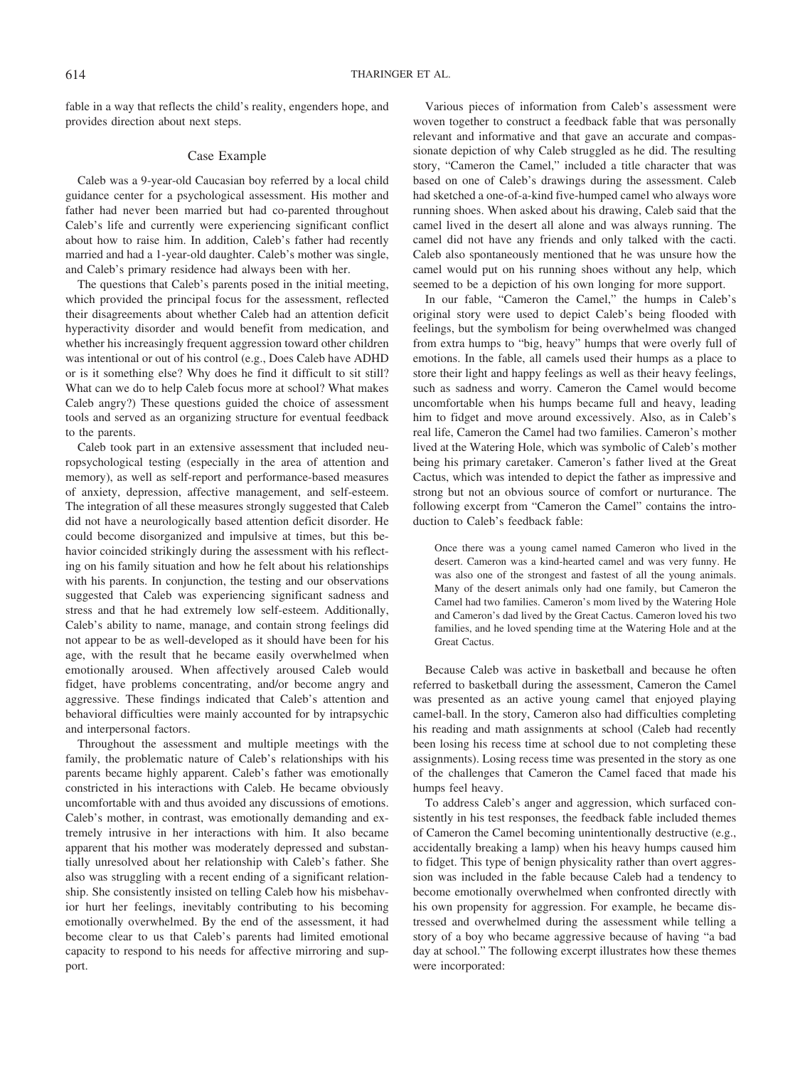fable in a way that reflects the child's reality, engenders hope, and provides direction about next steps.

## Case Example

Caleb was a 9-year-old Caucasian boy referred by a local child guidance center for a psychological assessment. His mother and father had never been married but had co-parented throughout Caleb's life and currently were experiencing significant conflict about how to raise him. In addition, Caleb's father had recently married and had a 1-year-old daughter. Caleb's mother was single, and Caleb's primary residence had always been with her.

The questions that Caleb's parents posed in the initial meeting, which provided the principal focus for the assessment, reflected their disagreements about whether Caleb had an attention deficit hyperactivity disorder and would benefit from medication, and whether his increasingly frequent aggression toward other children was intentional or out of his control (e.g., Does Caleb have ADHD or is it something else? Why does he find it difficult to sit still? What can we do to help Caleb focus more at school? What makes Caleb angry?) These questions guided the choice of assessment tools and served as an organizing structure for eventual feedback to the parents.

Caleb took part in an extensive assessment that included neuropsychological testing (especially in the area of attention and memory), as well as self-report and performance-based measures of anxiety, depression, affective management, and self-esteem. The integration of all these measures strongly suggested that Caleb did not have a neurologically based attention deficit disorder. He could become disorganized and impulsive at times, but this behavior coincided strikingly during the assessment with his reflecting on his family situation and how he felt about his relationships with his parents. In conjunction, the testing and our observations suggested that Caleb was experiencing significant sadness and stress and that he had extremely low self-esteem. Additionally, Caleb's ability to name, manage, and contain strong feelings did not appear to be as well-developed as it should have been for his age, with the result that he became easily overwhelmed when emotionally aroused. When affectively aroused Caleb would fidget, have problems concentrating, and/or become angry and aggressive. These findings indicated that Caleb's attention and behavioral difficulties were mainly accounted for by intrapsychic and interpersonal factors.

Throughout the assessment and multiple meetings with the family, the problematic nature of Caleb's relationships with his parents became highly apparent. Caleb's father was emotionally constricted in his interactions with Caleb. He became obviously uncomfortable with and thus avoided any discussions of emotions. Caleb's mother, in contrast, was emotionally demanding and extremely intrusive in her interactions with him. It also became apparent that his mother was moderately depressed and substantially unresolved about her relationship with Caleb's father. She also was struggling with a recent ending of a significant relationship. She consistently insisted on telling Caleb how his misbehavior hurt her feelings, inevitably contributing to his becoming emotionally overwhelmed. By the end of the assessment, it had become clear to us that Caleb's parents had limited emotional capacity to respond to his needs for affective mirroring and support.

Various pieces of information from Caleb's assessment were woven together to construct a feedback fable that was personally relevant and informative and that gave an accurate and compassionate depiction of why Caleb struggled as he did. The resulting story, "Cameron the Camel," included a title character that was based on one of Caleb's drawings during the assessment. Caleb had sketched a one-of-a-kind five-humped camel who always wore running shoes. When asked about his drawing, Caleb said that the camel lived in the desert all alone and was always running. The camel did not have any friends and only talked with the cacti. Caleb also spontaneously mentioned that he was unsure how the camel would put on his running shoes without any help, which seemed to be a depiction of his own longing for more support.

In our fable, "Cameron the Camel," the humps in Caleb's original story were used to depict Caleb's being flooded with feelings, but the symbolism for being overwhelmed was changed from extra humps to "big, heavy" humps that were overly full of emotions. In the fable, all camels used their humps as a place to store their light and happy feelings as well as their heavy feelings, such as sadness and worry. Cameron the Camel would become uncomfortable when his humps became full and heavy, leading him to fidget and move around excessively. Also, as in Caleb's real life, Cameron the Camel had two families. Cameron's mother lived at the Watering Hole, which was symbolic of Caleb's mother being his primary caretaker. Cameron's father lived at the Great Cactus, which was intended to depict the father as impressive and strong but not an obvious source of comfort or nurturance. The following excerpt from "Cameron the Camel" contains the introduction to Caleb's feedback fable:

> Once there was a young camel named Cameron who lived in the desert. Cameron was a kind-hearted camel and was very funny. He was also one of the strongest and fastest of all the young animals. Many of the desert animals only had one family, but Cameron the Camel had two families. Cameron's mom lived by the Watering Hole and Cameron's dad lived by the Great Cactus. Cameron loved his two families, and he loved spending time at the Watering Hole and at the Great Cactus.

Because Caleb was active in basketball and because he often referred to basketball during the assessment, Cameron the Camel was presented as an active young camel that enjoyed playing camel-ball. In the story, Cameron also had difficulties completing his reading and math assignments at school (Caleb had recently been losing his recess time at school due to not completing these assignments). Losing recess time was presented in the story as one of the challenges that Cameron the Camel faced that made his humps feel heavy.

To address Caleb's anger and aggression, which surfaced consistently in his test responses, the feedback fable included themes of Cameron the Camel becoming unintentionally destructive (e.g., accidentally breaking a lamp) when his heavy humps caused him to fidget. This type of benign physicality rather than overt aggression was included in the fable because Caleb had a tendency to become emotionally overwhelmed when confronted directly with his own propensity for aggression. For example, he became distressed and overwhelmed during the assessment while telling a story of a boy who became aggressive because of having "a bad day at school." The following excerpt illustrates how these themes were incorporated: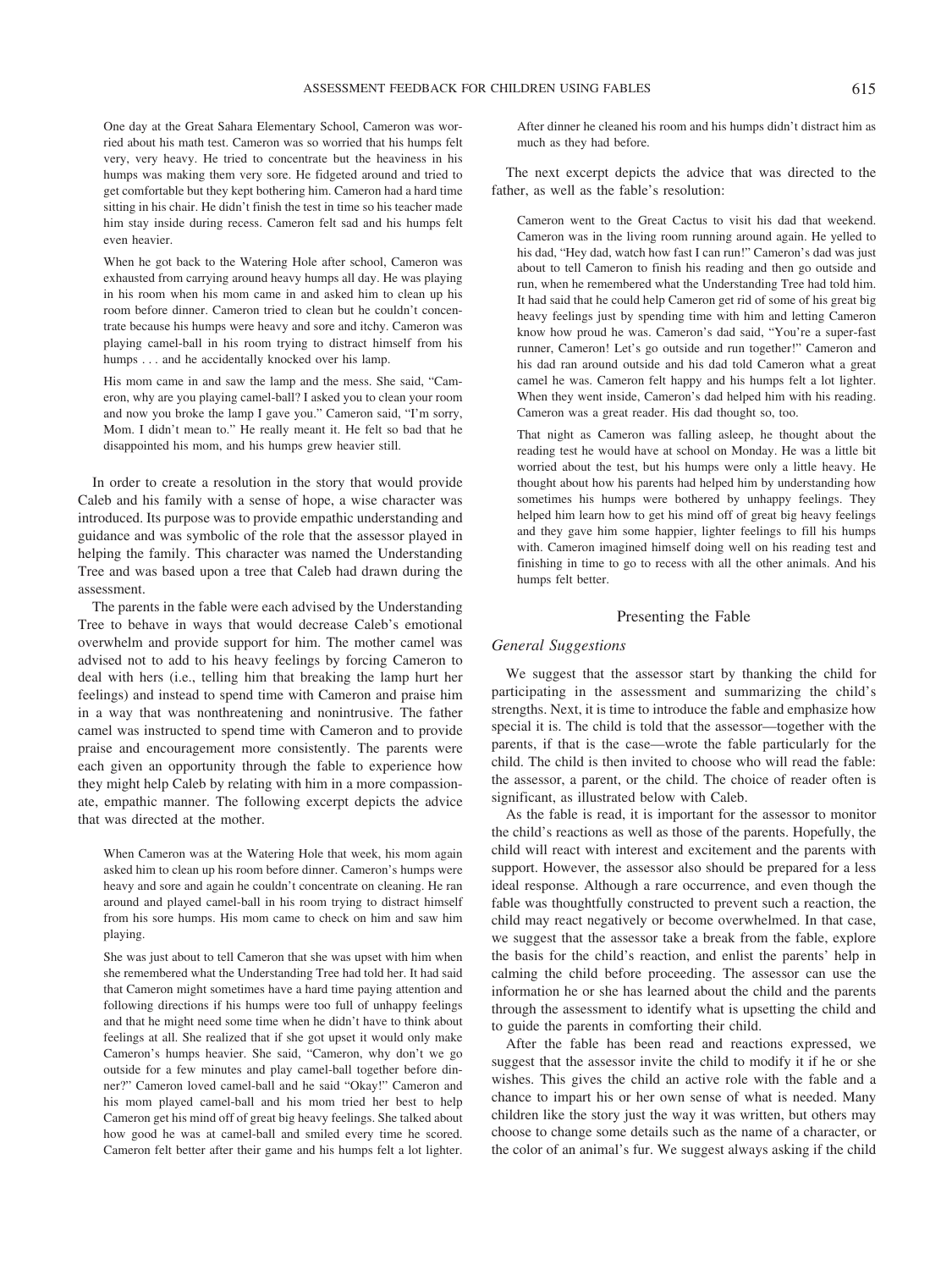> One day at the Great Sahara Elementary School, Cameron was worried about his math test. Cameron was so worried that his humps felt very, very heavy. He tried to concentrate but the heaviness in his humps was making them very sore. He fidgeted around and tried to get comfortable but they kept bothering him. Cameron had a hard time sitting in his chair. He didn't finish the test in time so his teacher made him stay inside during recess. Cameron felt sad and his humps felt even heavier.
>
> When he got back to the Watering Hole after school, Cameron was exhausted from carrying around heavy humps all day. He was playing in his room when his mom came in and asked him to clean up his room before dinner. Cameron tried to clean but he couldn't concentrate because his humps were heavy and sore and itchy. Cameron was playing camel-ball in his room trying to distract himself from his humps . . . and he accidentally knocked over his lamp.
>
> His mom came in and saw the lamp and the mess. She said, "Cameron, why are you playing camel-ball? I asked you to clean your room and now you broke the lamp I gave you." Cameron said, "I'm sorry, Mom. I didn't mean to." He really meant it. He felt so bad that he disappointed his mom, and his humps grew heavier still.

In order to create a resolution in the story that would provide Caleb and his family with a sense of hope, a wise character was introduced. Its purpose was to provide empathic understanding and guidance and was symbolic of the role that the assessor played in helping the family. This character was named the Understanding Tree and was based upon a tree that Caleb had drawn during the assessment.

The parents in the fable were each advised by the Understanding Tree to behave in ways that would decrease Caleb's emotional overwhelm and provide support for him. The mother camel was advised not to add to his heavy feelings by forcing Cameron to deal with hers (i.e., telling him that breaking the lamp hurt her feelings) and instead to spend time with Cameron and praise him in a way that was nonthreatening and nonintrusive. The father camel was instructed to spend time with Cameron and to provide praise and encouragement more consistently. The parents were each given an opportunity through the fable to experience how they might help Caleb by relating with him in a more compassionate, empathic manner. The following excerpt depicts the advice that was directed at the mother.

> When Cameron was at the Watering Hole that week, his mom again asked him to clean up his room before dinner. Cameron's humps were heavy and sore and again he couldn't concentrate on cleaning. He ran around and played camel-ball in his room trying to distract himself from his sore humps. His mom came to check on him and saw him playing.
>
> She was just about to tell Cameron that she was upset with him when she remembered what the Understanding Tree had told her. It had said that Cameron might sometimes have a hard time paying attention and following directions if his humps were too full of unhappy feelings and that he might need some time when he didn't have to think about feelings at all. She realized that if she got upset it would only make Cameron's humps heavier. She said, "Cameron, why don't we go outside for a few minutes and play camel-ball together before dinner?" Cameron loved camel-ball and he said "Okay!" Cameron and his mom played camel-ball and his mom tried her best to help Cameron get his mind off of great big heavy feelings. She talked about how good he was at camel-ball and smiled every time he scored. Cameron felt better after their game and his humps felt a lot lighter. After dinner he cleaned his room and his humps didn't distract him as much as they had before.

The next excerpt depicts the advice that was directed to the father, as well as the fable's resolution:

> Cameron went to the Great Cactus to visit his dad that weekend. Cameron was in the living room running around again. He yelled to his dad, "Hey dad, watch how fast I can run!" Cameron's dad was just about to tell Cameron to finish his reading and then go outside and run, when he remembered what the Understanding Tree had told him. It had said that he could help Cameron get rid of some of his great big heavy feelings just by spending time with him and letting Cameron know how proud he was. Cameron's dad said, "You're a super-fast runner, Cameron! Let's go outside and run together!" Cameron and his dad ran around outside and his dad told Cameron what a great camel he was. Cameron felt happy and his humps felt a lot lighter. When they went inside, Cameron's dad helped him with his reading. Cameron was a great reader. His dad thought so, too.
>
> That night as Cameron was falling asleep, he thought about the reading test he would have at school on Monday. He was a little bit worried about the test, but his humps were only a little heavy. He thought about how his parents had helped him by understanding how sometimes his humps were bothered by unhappy feelings. They helped him learn how to get his mind off of great big heavy feelings and they gave him some happier, lighter feelings to fill his humps with. Cameron imagined himself doing well on his reading test and finishing in time to go to recess with all the other animals. And his humps felt better.

## Presenting the Fable

### *General Suggestions*

We suggest that the assessor start by thanking the child for participating in the assessment and summarizing the child's strengths. Next, it is time to introduce the fable and emphasize how special it is. The child is told that the assessor—together with the parents, if that is the case—wrote the fable particularly for the child. The child is then invited to choose who will read the fable: the assessor, a parent, or the child. The choice of reader often is significant, as illustrated below with Caleb.

As the fable is read, it is important for the assessor to monitor the child's reactions as well as those of the parents. Hopefully, the child will react with interest and excitement and the parents with support. However, the assessor also should be prepared for a less ideal response. Although a rare occurrence, and even though the fable was thoughtfully constructed to prevent such a reaction, the child may react negatively or become overwhelmed. In that case, we suggest that the assessor take a break from the fable, explore the basis for the child's reaction, and enlist the parents' help in calming the child before proceeding. The assessor can use the information he or she has learned about the child and the parents through the assessment to identify what is upsetting the child and to guide the parents in comforting their child.

After the fable has been read and reactions expressed, we suggest that the assessor invite the child to modify it if he or she wishes. This gives the child an active role with the fable and a chance to impart his or her own sense of what is needed. Many children like the story just the way it was written, but others may choose to change some details such as the name of a character, or the color of an animal's fur. We suggest always asking if the child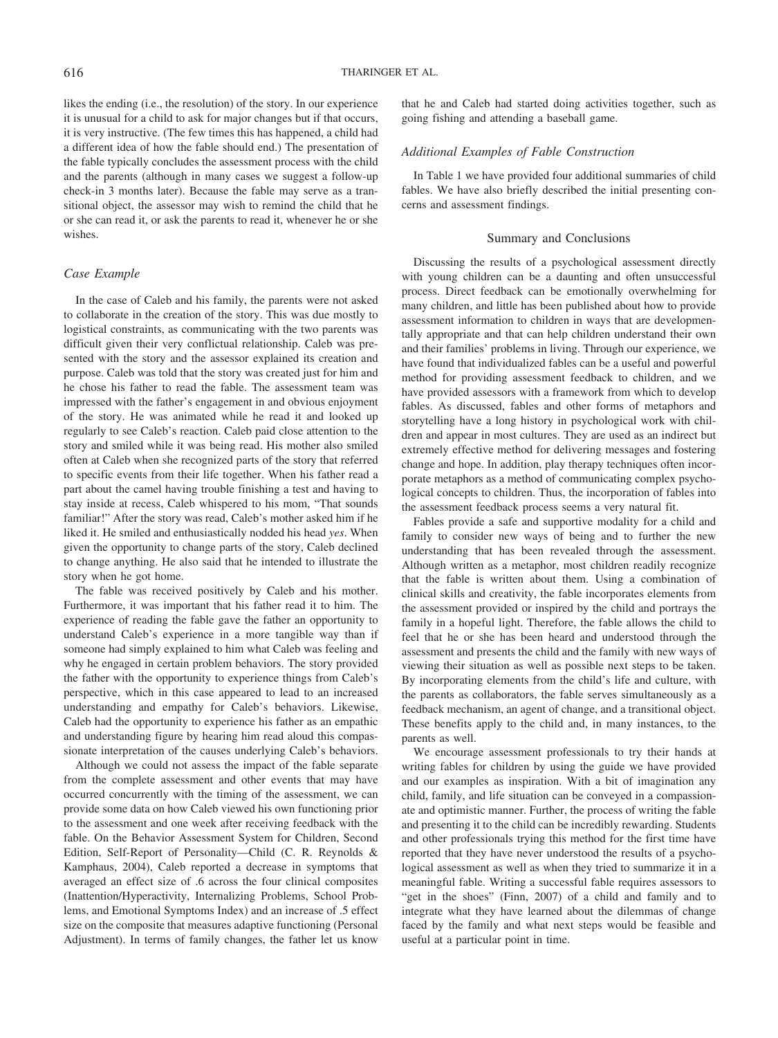likes the ending (i.e., the resolution) of the story. In our experience it is unusual for a child to ask for major changes but if that occurs, it is very instructive. (The few times this has happened, a child had a different idea of how the fable should end.) The presentation of the fable typically concludes the assessment process with the child and the parents (although in many cases we suggest a follow-up check-in 3 months later). Because the fable may serve as a transitional object, the assessor may wish to remind the child that he or she can read it, or ask the parents to read it, whenever he or she wishes.

### *Case Example*

In the case of Caleb and his family, the parents were not asked to collaborate in the creation of the story. This was due mostly to logistical constraints, as communicating with the two parents was difficult given their very conflictual relationship. Caleb was presented with the story and the assessor explained its creation and purpose. Caleb was told that the story was created just for him and he chose his father to read the fable. The assessment team was impressed with the father's engagement in and obvious enjoyment of the story. He was animated while he read it and looked up regularly to see Caleb's reaction. Caleb paid close attention to the story and smiled while it was being read. His mother also smiled often at Caleb when she recognized parts of the story that referred to specific events from their life together. When his father read a part about the camel having trouble finishing a test and having to stay inside at recess, Caleb whispered to his mom, "That sounds familiar!" After the story was read, Caleb's mother asked him if he liked it. He smiled and enthusiastically nodded his head *yes*. When given the opportunity to change parts of the story, Caleb declined to change anything. He also said that he intended to illustrate the story when he got home.

The fable was received positively by Caleb and his mother. Furthermore, it was important that his father read it to him. The experience of reading the fable gave the father an opportunity to understand Caleb's experience in a more tangible way than if someone had simply explained to him what Caleb was feeling and why he engaged in certain problem behaviors. The story provided the father with the opportunity to experience things from Caleb's perspective, which in this case appeared to lead to an increased understanding and empathy for Caleb's behaviors. Likewise, Caleb had the opportunity to experience his father as an empathic and understanding figure by hearing him read aloud this compassionate interpretation of the causes underlying Caleb's behaviors.

Although we could not assess the impact of the fable separate from the complete assessment and other events that may have occurred concurrently with the timing of the assessment, we can provide some data on how Caleb viewed his own functioning prior to the assessment and one week after receiving feedback with the fable. On the Behavior Assessment System for Children, Second Edition, Self-Report of Personality—Child (C. R. Reynolds & Kamphaus, 2004), Caleb reported a decrease in symptoms that averaged an effect size of .6 across the four clinical composites (Inattention/Hyperactivity, Internalizing Problems, School Problems, and Emotional Symptoms Index) and an increase of .5 effect size on the composite that measures adaptive functioning (Personal Adjustment). In terms of family changes, the father let us know that he and Caleb had started doing activities together, such as going fishing and attending a baseball game.

### *Additional Examples of Fable Construction*

In Table 1 we have provided four additional summaries of child fables. We have also briefly described the initial presenting concerns and assessment findings.

## Summary and Conclusions

Discussing the results of a psychological assessment directly with young children can be a daunting and often unsuccessful process. Direct feedback can be emotionally overwhelming for many children, and little has been published about how to provide assessment information to children in ways that are developmentally appropriate and that can help children understand their own and their families' problems in living. Through our experience, we have found that individualized fables can be a useful and powerful method for providing assessment feedback to children, and we have provided assessors with a framework from which to develop fables. As discussed, fables and other forms of metaphors and storytelling have a long history in psychological work with children and appear in most cultures. They are used as an indirect but extremely effective method for delivering messages and fostering change and hope. In addition, play therapy techniques often incorporate metaphors as a method of communicating complex psychological concepts to children. Thus, the incorporation of fables into the assessment feedback process seems a very natural fit.

Fables provide a safe and supportive modality for a child and family to consider new ways of being and to further the new understanding that has been revealed through the assessment. Although written as a metaphor, most children readily recognize that the fable is written about them. Using a combination of clinical skills and creativity, the fable incorporates elements from the assessment provided or inspired by the child and portrays the family in a hopeful light. Therefore, the fable allows the child to feel that he or she has been heard and understood through the assessment and presents the child and the family with new ways of viewing their situation as well as possible next steps to be taken. By incorporating elements from the child's life and culture, with the parents as collaborators, the fable serves simultaneously as a feedback mechanism, an agent of change, and a transitional object. These benefits apply to the child and, in many instances, to the parents as well.

We encourage assessment professionals to try their hands at writing fables for children by using the guide we have provided and our examples as inspiration. With a bit of imagination any child, family, and life situation can be conveyed in a compassionate and optimistic manner. Further, the process of writing the fable and presenting it to the child can be incredibly rewarding. Students and other professionals trying this method for the first time have reported that they have never understood the results of a psychological assessment as well as when they tried to summarize it in a meaningful fable. Writing a successful fable requires assessors to "get in the shoes" (Finn, 2007) of a child and family and to integrate what they have learned about the dilemmas of change faced by the family and what next steps would be feasible and useful at a particular point in time.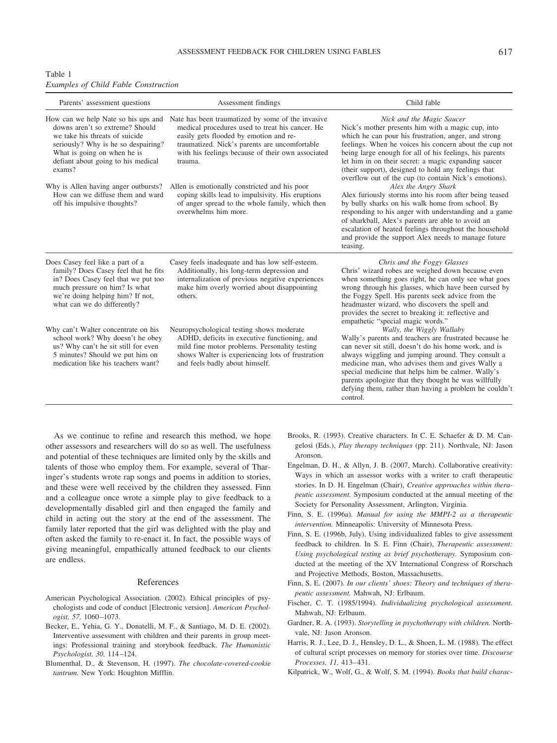Table 1
*Examples of Child Fable Construction*

| Parents' assessment questions | Assessment findings | Child fable |
|---|---|---|
| How can we help Nate so his ups and downs aren't so extreme? Should we take his threats of suicide seriously? Why is he so despairing? What is going on when he is defiant about going to his medical exams? | Nate has been traumatized by some of the invasive medical procedures used to treat his cancer. He easily gets flooded by emotion and re-traumatized. Nick's parents are uncomfortable with his feelings because of their own associated trauma. | *Nick and the Magic Saucer* Nick's mother presents him with a magic cup, into which he can pour his frustration, anger, and strong feelings. When he voices his concern about the cup not being large enough for all of his feelings, his parents let him in on their secret: a magic expanding saucer (their support), designed to hold any feelings that overflow out of the cup (to contain Nick's emotions). |
| Why is Allen having anger outbursts? How can we diffuse them and ward off his impulsive thoughts? | Allen is emotionally constricted and his poor coping skills lead to impulsivity. His eruptions of anger spread to the whole family, which then overwhelms him more. | *Alex the Angry Shark* Alex furiously storms into his room after being teased by bully sharks on his walk home from school. By responding to his anger with understanding and a game of sharkball, Alex's parents are able to avoid an escalation of heated feelings throughout the household and provide the support Alex needs to manage future teasing. |
| Does Casey feel like a part of a family? Does Casey feel that he fits in? Does Casey feel that we put too much pressure on him? Is what we're doing helping him? If not, what can we do differently? | Casey feels inadequate and has low self-esteem. Additionally, his long-term depression and internalization of previous negative experiences make him overly worried about disappointing others. | *Chris and the Foggy Glasses* Chris' wizard robes are weighed down because even when something goes right, he can only see what goes wrong through his glasses, which have been cursed by the Foggy Spell. His parents seek advice from the headmaster wizard, who discovers the spell and provides the secret to breaking it: reflective and empathetic "special magic words." |
| Why can't Walter concentrate on his school work? Why doesn't he obey us? Why can't he sit still for even 5 minutes? Should we put him on medication like his teachers want? | Neuropsychological testing shows moderate ADHD, deficits in executive functioning, and mild fine motor problems. Personality testing shows Walter is experiencing lots of frustration and feels badly about himself. | *Wally, the Wiggly Wallaby* Wally's parents and teachers are frustrated because he can never sit still, doesn't do his home work, and is always wiggling and jumping around. They consult a medicine man, who advises them and gives Wally a special medicine that helps him be calmer. Wally's parents apologize that they thought he was willfully defying them, rather than having a problem he couldn't control. |

As we continue to refine and research this method, we hope other assessors and researchers will do so as well. The usefulness and potential of these techniques are limited only by the skills and talents of those who employ them. For example, several of Tharinger's students wrote rap songs and poems in addition to stories, and these were well received by the children they assessed. Finn and a colleague once wrote a simple play to give feedback to a developmentally disabled girl and then engaged the family and child in acting out the story at the end of the assessment. The family later reported that the girl was delighted with the play and often asked the family to re-enact it. In fact, the possible ways of giving meaningful, empathically attuned feedback to our clients are endless.

## References

American Psychological Association. (2002). Ethical principles of psychologists and code of conduct [Electronic version]. *American Psychologist, 57,* 1060–1073.

Becker, E., Yehia, G. Y., Donatelli, M. F., & Santiago, M. D. E. (2002). Interventive assessment with children and their parents in group meetings: Professional training and storybook feedback. *The Humanistic Psychologist, 30,* 114–124.

Blumenthal, D., & Stevenson, H. (1997). *The chocolate-covered-cookie tantrum.* New York: Houghton Mifflin.

Brooks, R. (1993). Creative characters. In C. E. Schaefer & D. M. Cangelosi (Eds.), *Play therapy techniques* (pp. 211). Northvale, NJ: Jason Aronson.

Engelman, D. H., & Allyn, J. B. (2007, March). Collaborative creativity: Ways in which an assessor works with a writer to craft therapeutic stories. In D. H. Engelman (Chair), *Creative approaches within therapeutic assessment.* Symposium conducted at the annual meeting of the Society for Personality Assessment, Arlington, Virginia.

Finn, S. E. (1996a). *Manual for using the MMPI-2 as a therapeutic intervention.* Minneapolis: University of Minnesota Press.

Finn, S. E. (1996b, July). Using individualized fables to give assessment feedback to children. In S. E. Finn (Chair), *Therapeutic assessment: Using psychological testing as brief psychotherapy.* Symposium conducted at the meeting of the XV International Congress of Rorschach and Projective Methods, Boston, Massachusetts.

Finn, S. E. (2007). *In our clients' shoes: Theory and techniques of therapeutic assessment.* Mahwah, NJ: Erlbaum.

Fischer, C. T. (1985/1994). *Individualizing psychological assessment.* Mahwah, NJ: Erlbaum.

Gardner, R. A. (1993). *Storytelling in psychotherapy with children.* Northvale, NJ: Jason Aronson.

Harris, R. J., Lee, D. J., Hensley, D. L., & Shoen, L. M. (1988). The effect of cultural script processes on memory for stories over time. *Discourse Processes, 11,* 413–431.

Kilpatrick, W., Wolf, G., & Wolf, S. M. (1994). *Books that build charac-*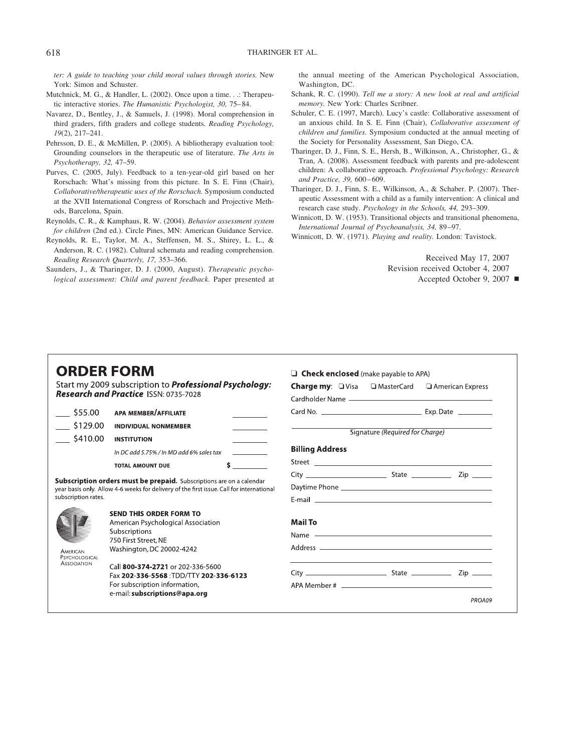*ter: A guide to teaching your child moral values through stories.* New York: Simon and Schuster.

Mutchnick, M. G., & Handler, L. (2002). Once upon a time. . .: Therapeutic interactive stories. *The Humanistic Psychologist, 30,* 75–84.

Navarez, D., Bentley, J., & Samuels, J. (1998). Moral comprehension in third graders, fifth graders and college students. *Reading Psychology, 19*(2), 217–241.

Pehrsson, D. E., & McMillen, P. (2005). A bibliotherapy evaluation tool: Grounding counselors in the therapeutic use of literature. *The Arts in Psychotherapy, 32,* 47–59.

Purves, C. (2005, July). Feedback to a ten-year-old girl based on her Rorschach: What's missing from this picture. In S. E. Finn (Chair), *Collaborative/therapeutic uses of the Rorschach.* Symposium conducted at the XVII International Congress of Rorschach and Projective Methods, Barcelona, Spain.

Reynolds, C. R., & Kamphaus, R. W. (2004). *Behavior assessment system for children* (2nd ed.). Circle Pines, MN: American Guidance Service.

Reynolds, R. E., Taylor, M. A., Steffensen, M. S., Shirey, L. L., & Anderson, R. C. (1982). Cultural schemata and reading comprehension. *Reading Research Quarterly, 17,* 353–366.

Saunders, J., & Tharinger, D. J. (2000, August). *Therapeutic psychological assessment: Child and parent feedback.* Paper presented at the annual meeting of the American Psychological Association, Washington, DC.

Schank, R. C. (1990). *Tell me a story: A new look at real and artificial memory.* New York: Charles Scribner.

Schuler, C. E. (1997, March). Lucy's castle: Collaborative assessment of an anxious child. In S. E. Finn (Chair), *Collaborative assessment of children and families.* Symposium conducted at the annual meeting of the Society for Personality Assessment, San Diego, CA.

Tharinger, D. J., Finn, S. E., Hersh, B., Wilkinson, A., Christopher, G., & Tran, A. (2008). Assessment feedback with parents and pre-adolescent children: A collaborative approach. *Professional Psychology: Research and Practice, 39,* 600–609.

Tharinger, D. J., Finn, S. E., Wilkinson, A., & Schaber. P. (2007). Therapeutic Assessment with a child as a family intervention: A clinical and research case study. *Psychology in the Schools, 44,* 293–309.

Winnicott, D. W. (1953). Transitional objects and transitional phenomena, *International Journal of Psychoanalysis, 34,* 89–97.

Winnicott, D. W. (1971). *Playing and reality.* London: Tavistock.

Received May 17, 2007
Revision received October 4, 2007
Accepted October 9, 2007 ■

# ORDER FORM

Start my 2009 subscription to ***Professional Psychology: Research and Practice*** ISSN: 0735-7028

| | | |
|---|---|---|
| ___ $55.00 | APA MEMBER/AFFILIATE | _______ |
| ___ $129.00 | INDIVIDUAL NONMEMBER | _______ |
| ___ $410.00 | INSTITUTION | _______ |
| | *In DC add 5.75% / In MD add 6% sales tax* | _______ |
| | TOTAL AMOUNT DUE | $ _______ |

**Subscription orders must be prepaid.** Subscriptions are on a calendar year basis only. Allow 4-6 weeks for delivery of the first issue. Call for international subscription rates.

AMERICAN PSYCHOLOGICAL ASSOCIATION

**SEND THIS ORDER FORM TO**
American Psychological Association
Subscriptions
750 First Street, NE
Washington, DC 20002-4242

Call **800-374-2721** or 202-336-5600
Fax **202-336-5568** :TDD/TTY **202-336-6123**
For subscription information,
e-mail: **subscriptions@apa.org**

❑ **Check enclosed** (make payable to APA)

**Charge my**: ❑ Visa ❑ MasterCard ❑ American Express

Cardholder Name ____________________

Card No. ____________________ Exp. Date ________

____________________
Signature *(Required for Charge)*

**Billing Address**

Street ____________________

City ____________ State ________ Zip _____

Daytime Phone ____________________

E-mail ____________________

**Mail To**

Name ____________________

Address ____________________

____________________

City ____________ State ________ Zip _____

APA Member # ____________________

*PROA09*